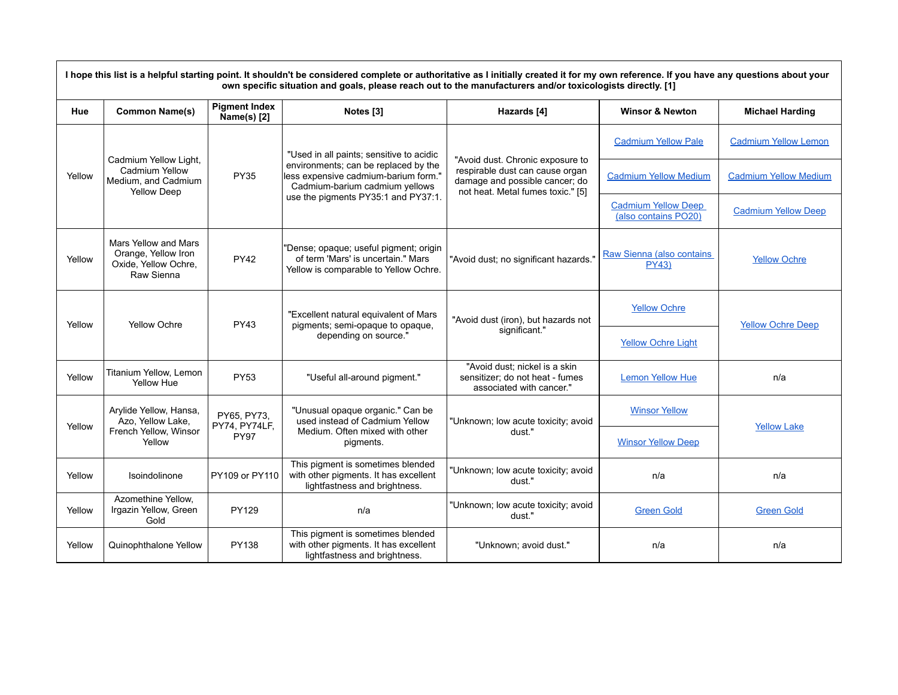I hope this list is a helpful starting point. It shouldn't be considered complete or authoritative as I initially created it for my own reference. If you have any questions about your own specific situation and goals, please reach out to the manufacturers and/or toxicologists directly. [1]

| Hue | Common Name(s) | Pigment Index Name(s) [2] | Notes [3] | Hazards [4] | Winsor & Newton | Michael Harding |
|---|---|---|---|---|---|---|
| Yellow | Cadmium Yellow Light, Cadmium Yellow Medium, and Cadmium Yellow Deep | PY35 | "Used in all paints; sensitive to acidic environments; can be replaced by the less expensive cadmium-barium form." Cadmium-barium cadmium yellows use the pigments PY35:1 and PY37:1. | "Avoid dust. Chronic exposure to respirable dust can cause organ damage and possible cancer; do not heat. Metal fumes toxic." [5] | Cadmium Yellow Pale | Cadmium Yellow Lemon |
| | | | | | Cadmium Yellow Medium | Cadmium Yellow Medium |
| | | | | | Cadmium Yellow Deep (also contains PO20) | Cadmium Yellow Deep |
| Yellow | Mars Yellow and Mars Orange, Yellow Iron Oxide, Yellow Ochre, Raw Sienna | PY42 | "Dense; opaque; useful pigment; origin of term 'Mars' is uncertain." Mars Yellow is comparable to Yellow Ochre. | "Avoid dust; no significant hazards." | Raw Sienna (also contains PY43) | Yellow Ochre |
| Yellow | Yellow Ochre | PY43 | "Excellent natural equivalent of Mars pigments; semi-opaque to opaque, depending on source." | "Avoid dust (iron), but hazards not significant." | Yellow Ochre | Yellow Ochre Deep |
| | | | | | Yellow Ochre Light | |
| Yellow | Titanium Yellow, Lemon Yellow Hue | PY53 | "Useful all-around pigment." | "Avoid dust; nickel is a skin sensitizer; do not heat - fumes associated with cancer." | Lemon Yellow Hue | n/a |
| Yellow | Arylide Yellow, Hansa, Azo, Yellow Lake, French Yellow, Winsor Yellow | PY65, PY73, PY74, PY74LF, PY97 | "Unusual opaque organic." Can be used instead of Cadmium Yellow Medium. Often mixed with other pigments. | "Unknown; low acute toxicity; avoid dust." | Winsor Yellow | Yellow Lake |
| | | | | | Winsor Yellow Deep | |
| Yellow | Isoindolinone | PY109 or PY110 | This pigment is sometimes blended with other pigments. It has excellent lightfastness and brightness. | "Unknown; low acute toxicity; avoid dust." | n/a | n/a |
| Yellow | Azomethine Yellow, Irgazin Yellow, Green Gold | PY129 | n/a | "Unknown; low acute toxicity; avoid dust." | Green Gold | Green Gold |
| Yellow | Quinophthalone Yellow | PY138 | This pigment is sometimes blended with other pigments. It has excellent lightfastness and brightness. | "Unknown; avoid dust." | n/a | n/a |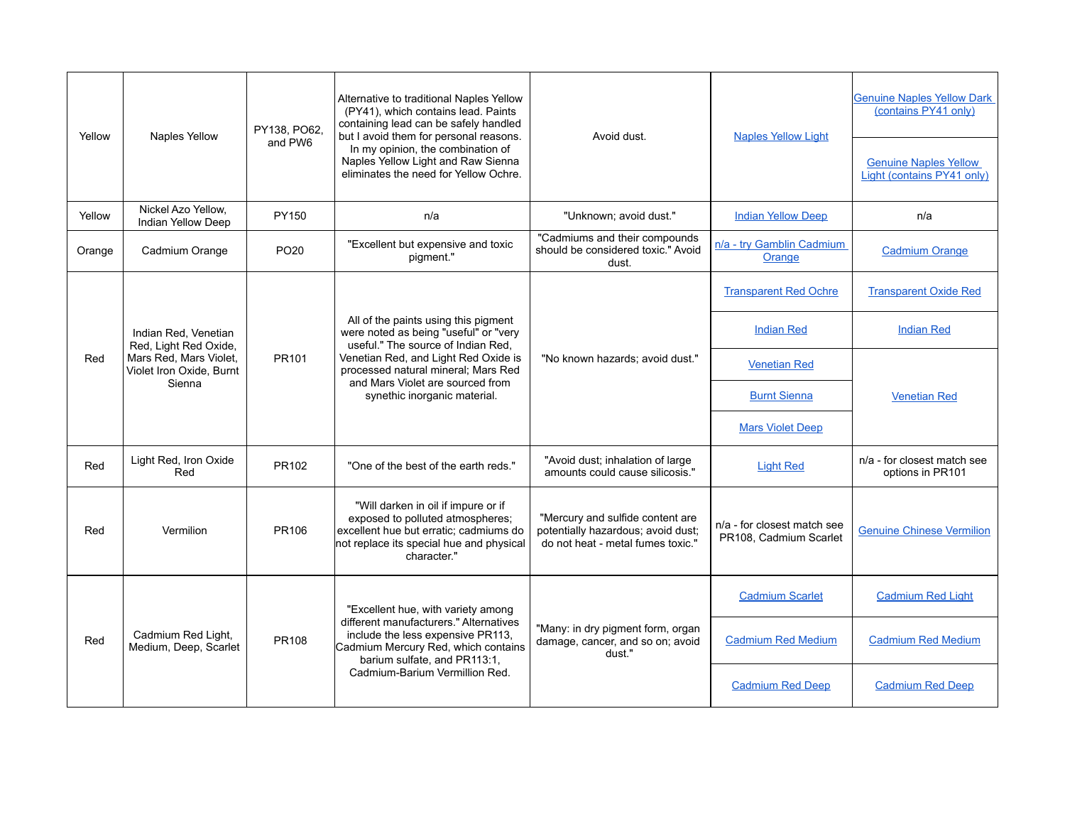| Yellow | Naples Yellow | PY138, PO62, and PW6 | Alternative to traditional Naples Yellow (PY41), which contains lead. Paints containing lead can be safely handled but I avoid them for personal reasons. In my opinion, the combination of Naples Yellow Light and Raw Sienna eliminates the need for Yellow Ochre. | Avoid dust. | Naples Yellow Light | Genuine Naples Yellow Dark (contains PY41 only) |
|---|---|---|---|---|---|---|
| | | | | | | Genuine Naples Yellow Light (contains PY41 only) |
| Yellow | Nickel Azo Yellow, Indian Yellow Deep | PY150 | n/a | "Unknown; avoid dust." | Indian Yellow Deep | n/a |
| Orange | Cadmium Orange | PO20 | "Excellent but expensive and toxic pigment." | "Cadmiums and their compounds should be considered toxic." Avoid dust. | n/a - try Gamblin Cadmium Orange | Cadmium Orange |
| Red | Indian Red, Venetian Red, Light Red Oxide, Mars Red, Mars Violet, Violet Iron Oxide, Burnt Sienna | PR101 | All of the paints using this pigment were noted as being "useful" or "very useful." The source of Indian Red, Venetian Red, and Light Red Oxide is processed natural mineral; Mars Red and Mars Violet are sourced from synethic inorganic material. | "No known hazards; avoid dust." | Transparent Red Ochre | Transparent Oxide Red |
| | | | | | Indian Red | Indian Red |
| | | | | | Venetian Red | Venetian Red |
| | | | | | Burnt Sienna | |
| | | | | | Mars Violet Deep | |
| Red | Light Red, Iron Oxide Red | PR102 | "One of the best of the earth reds." | "Avoid dust; inhalation of large amounts could cause silicosis." | Light Red | n/a - for closest match see options in PR101 |
| Red | Vermilion | PR106 | "Will darken in oil if impure or if exposed to polluted atmospheres; excellent hue but erratic; cadmiums do not replace its special hue and physical character." | "Mercury and sulfide content are potentially hazardous; avoid dust; do not heat - metal fumes toxic." | n/a - for closest match see PR108, Cadmium Scarlet | Genuine Chinese Vermilion |
| Red | Cadmium Red Light, Medium, Deep, Scarlet | PR108 | "Excellent hue, with variety among different manufacturers." Alternatives include the less expensive PR113, Cadmium Mercury Red, which contains barium sulfate, and PR113:1, Cadmium-Barium Vermillion Red. | "Many: in dry pigment form, organ damage, cancer, and so on; avoid dust." | Cadmium Scarlet | Cadmium Red Light |
| | | | | | Cadmium Red Medium | Cadmium Red Medium |
| | | | | | Cadmium Red Deep | Cadmium Red Deep |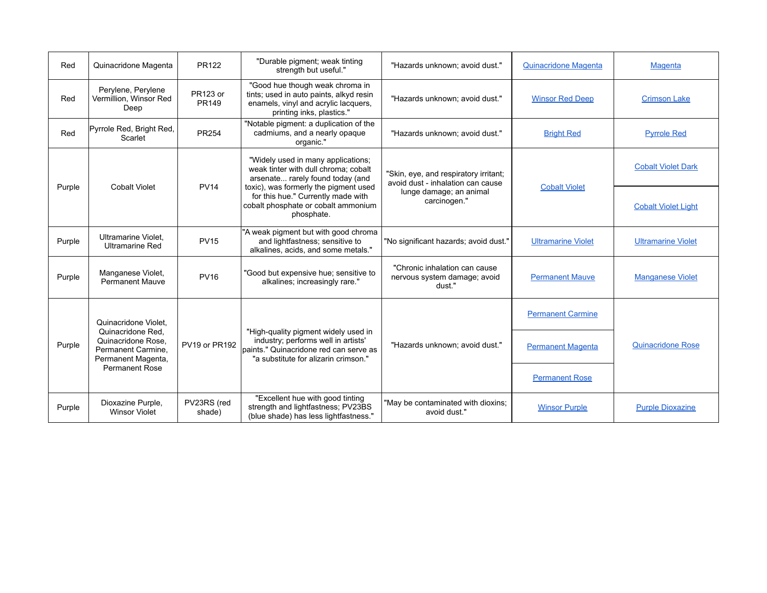| Red | Quinacridone Magenta | PR122 | "Durable pigment; weak tinting strength but useful." | "Hazards unknown; avoid dust." | Quinacridone Magenta | Magenta |
|---|---|---|---|---|---|---|
| Red | Perylene, Perylene Vermillion, Winsor Red Deep | PR123 or PR149 | "Good hue though weak chroma in tints; used in auto paints, alkyd resin enamels, vinyl and acrylic lacquers, printing inks, plastics." | "Hazards unknown; avoid dust." | Winsor Red Deep | Crimson Lake |
| Red | Pyrrole Red, Bright Red, Scarlet | PR254 | "Notable pigment: a duplication of the cadmiums, and a nearly opaque organic." | "Hazards unknown; avoid dust." | Bright Red | Pyrrole Red |
| Purple | Cobalt Violet | PV14 | "Widely used in many applications; weak tinter with dull chroma; cobalt arsenate... rarely found today (and toxic), was formerly the pigment used for this hue." Currently made with cobalt phosphate or cobalt ammonium phosphate. | "Skin, eye, and respiratory irritant; avoid dust - inhalation can cause lunge damage; an animal carcinogen." | Cobalt Violet | Cobalt Violet Dark<br>Cobalt Violet Light |
| Purple | Ultramarine Violet, Ultramarine Red | PV15 | "A weak pigment but with good chroma and lightfastness; sensitive to alkalines, acids, and some metals." | "No significant hazards; avoid dust." | Ultramarine Violet | Ultramarine Violet |
| Purple | Manganese Violet, Permanent Mauve | PV16 | "Good but expensive hue; sensitive to alkalines; increasingly rare." | "Chronic inhalation can cause nervous system damage; avoid dust." | Permanent Mauve | Manganese Violet |
| Purple | Quinacridone Violet, Quinacridone Red, Quinacridone Rose, Permanent Carmine, Permanent Magenta, Permanent Rose | PV19 or PR192 | "High-quality pigment widely used in industry; performs well in artists' paints." Quinacridone red can serve as "a substitute for alizarin crimson." | "Hazards unknown; avoid dust." | Permanent Carmine<br>Permanent Magenta<br>Permanent Rose | Quinacridone Rose |
| Purple | Dioxazine Purple, Winsor Violet | PV23RS (red shade) | "Excellent hue with good tinting strength and lightfastness; PV23BS (blue shade) has less lightfastness." | "May be contaminated with dioxins; avoid dust." | Winsor Purple | Purple Dioxazine |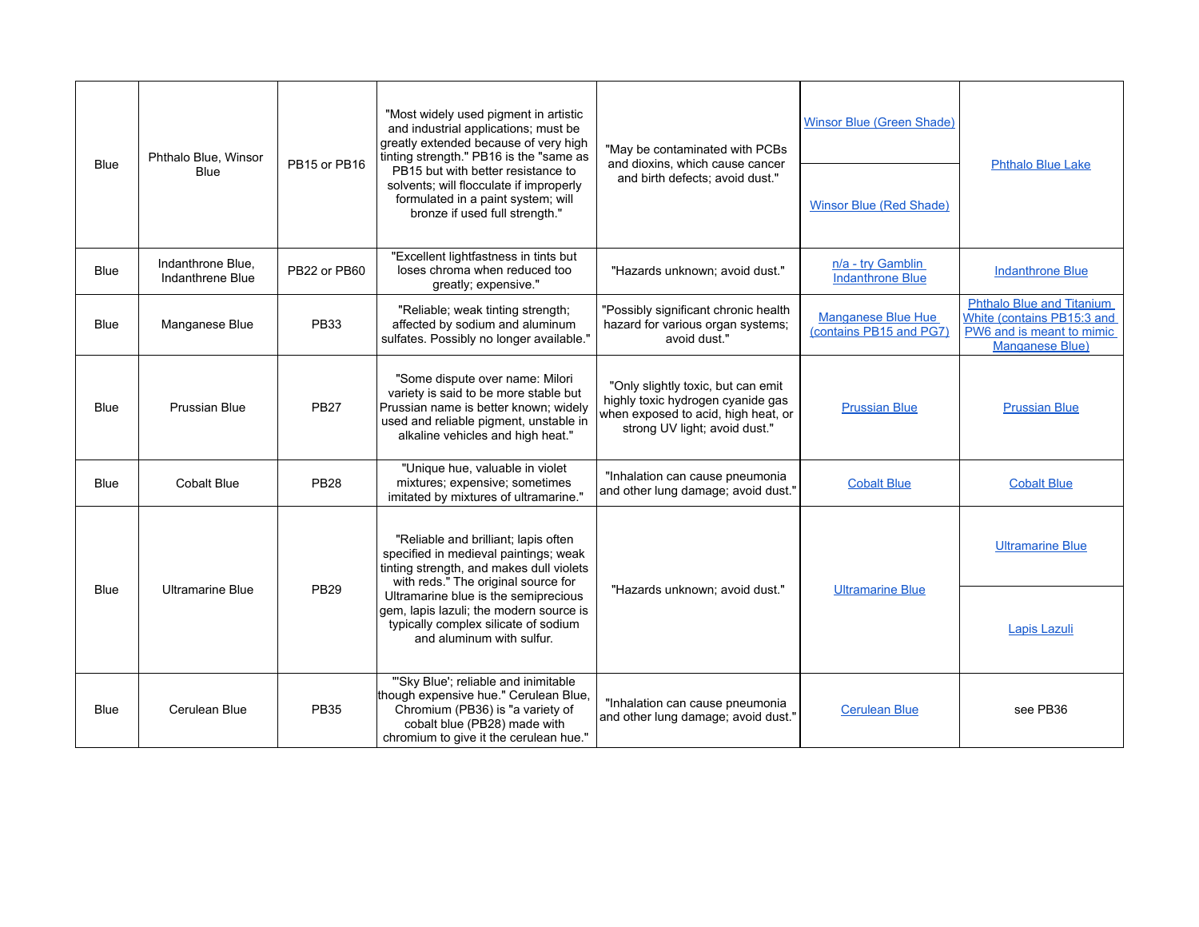| Blue | Phthalo Blue, Winsor Blue | PB15 or PB16 | "Most widely used pigment in artistic and industrial applications; must be greatly extended because of very high tinting strength." PB16 is the "same as PB15 but with better resistance to solvents; will flocculate if improperly formulated in a paint system; will bronze if used full strength." | "May be contaminated with PCBs and dioxins, which cause cancer and birth defects; avoid dust." | Winsor Blue (Green Shade)<br>Winsor Blue (Red Shade) | Phthalo Blue Lake |
|---|---|---|---|---|---|---|
| Blue | Indanthrone Blue, Indanthrene Blue | PB22 or PB60 | "Excellent lightfastness in tints but loses chroma when reduced too greatly; expensive." | "Hazards unknown; avoid dust." | n/a - try Gamblin Indanthrone Blue | Indanthrone Blue |
| Blue | Manganese Blue | PB33 | "Reliable; weak tinting strength; affected by sodium and aluminum sulfates. Possibly no longer available." | "Possibly significant chronic health hazard for various organ systems; avoid dust." | Manganese Blue Hue (contains PB15 and PG7) | Phthalo Blue and Titanium White (contains PB15:3 and PW6 and is meant to mimic Manganese Blue) |
| Blue | Prussian Blue | PB27 | "Some dispute over name: Milori variety is said to be more stable but Prussian name is better known; widely used and reliable pigment, unstable in alkaline vehicles and high heat." | "Only slightly toxic, but can emit highly toxic hydrogen cyanide gas when exposed to acid, high heat, or strong UV light; avoid dust." | Prussian Blue | Prussian Blue |
| Blue | Cobalt Blue | PB28 | "Unique hue, valuable in violet mixtures; expensive; sometimes imitated by mixtures of ultramarine." | "Inhalation can cause pneumonia and other lung damage; avoid dust." | Cobalt Blue | Cobalt Blue |
| Blue | Ultramarine Blue | PB29 | "Reliable and brilliant; lapis often specified in medieval paintings; weak tinting strength, and makes dull violets with reds." The original source for Ultramarine blue is the semiprecious gem, lapis lazuli; the modern source is typically complex silicate of sodium and aluminum with sulfur. | "Hazards unknown; avoid dust." | Ultramarine Blue | Ultramarine Blue<br>Lapis Lazuli |
| Blue | Cerulean Blue | PB35 | "'Sky Blue'; reliable and inimitable though expensive hue." Cerulean Blue, Chromium (PB36) is "a variety of cobalt blue (PB28) made with chromium to give it the cerulean hue." | "Inhalation can cause pneumonia and other lung damage; avoid dust." | Cerulean Blue | see PB36 |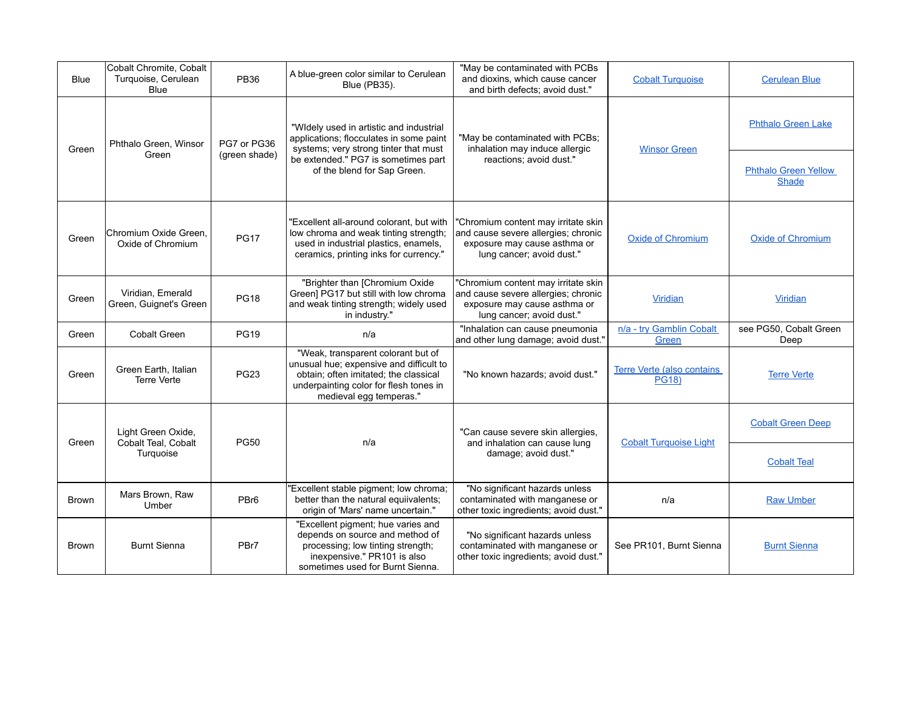| Blue | Cobalt Chromite, Cobalt Turquoise, Cerulean Blue | PB36 | A blue-green color similar to Cerulean Blue (PB35). | "May be contaminated with PCBs and dioxins, which cause cancer and birth defects; avoid dust." | Cobalt Turquoise | Cerulean Blue |
|---|---|---|---|---|---|---|
| Green | Phthalo Green, Winsor Green | PG7 or PG36 (green shade) | "WIdely used in artistic and industrial applications; flocculates in some paint systems; very strong tinter that must be extended." PG7 is sometimes part of the blend for Sap Green. | "May be contaminated with PCBs; inhalation may induce allergic reactions; avoid dust." | Winsor Green | Phthalo Green Lake<br>Phthalo Green Yellow Shade |
| Green | Chromium Oxide Green, Oxide of Chromium | PG17 | "Excellent all-around colorant, but with low chroma and weak tinting strength; used in industrial plastics, enamels, ceramics, printing inks for currency." | "Chromium content may irritate skin and cause severe allergies; chronic exposure may cause asthma or lung cancer; avoid dust." | Oxide of Chromium | Oxide of Chromium |
| Green | Viridian, Emerald Green, Guignet's Green | PG18 | "Brighter than [Chromium Oxide Green] PG17 but still with low chroma and weak tinting strength; widely used in industry." | "Chromium content may irritate skin and cause severe allergies; chronic exposure may cause asthma or lung cancer; avoid dust." | Viridian | Viridian |
| Green | Cobalt Green | PG19 | n/a | "Inhalation can cause pneumonia and other lung damage; avoid dust." | n/a - try Gamblin Cobalt Green | see PG50, Cobalt Green Deep |
| Green | Green Earth, Italian Terre Verte | PG23 | "Weak, transparent colorant but of unusual hue; expensive and difficult to obtain; often imitated; the classical underpainting color for flesh tones in medieval egg temperas." | "No known hazards; avoid dust." | Terre Verte (also contains PG18) | Terre Verte |
| Green | Light Green Oxide, Cobalt Teal, Cobalt Turquoise | PG50 | n/a | "Can cause severe skin allergies, and inhalation can cause lung damage; avoid dust." | Cobalt Turquoise Light | Cobalt Green Deep<br>Cobalt Teal |
| Brown | Mars Brown, Raw Umber | PBr6 | "Excellent stable pigment; low chroma; better than the natural equiivalents; origin of 'Mars' name uncertain." | "No significant hazards unless contaminated with manganese or other toxic ingredients; avoid dust." | n/a | Raw Umber |
| Brown | Burnt Sienna | PBr7 | "Excellent pigment; hue varies and depends on source and method of processing; low tinting strength; inexpensive." PR101 is also sometimes used for Burnt Sienna. | "No significant hazards unless contaminated with manganese or other toxic ingredients; avoid dust." | See PR101, Burnt Sienna | Burnt Sienna |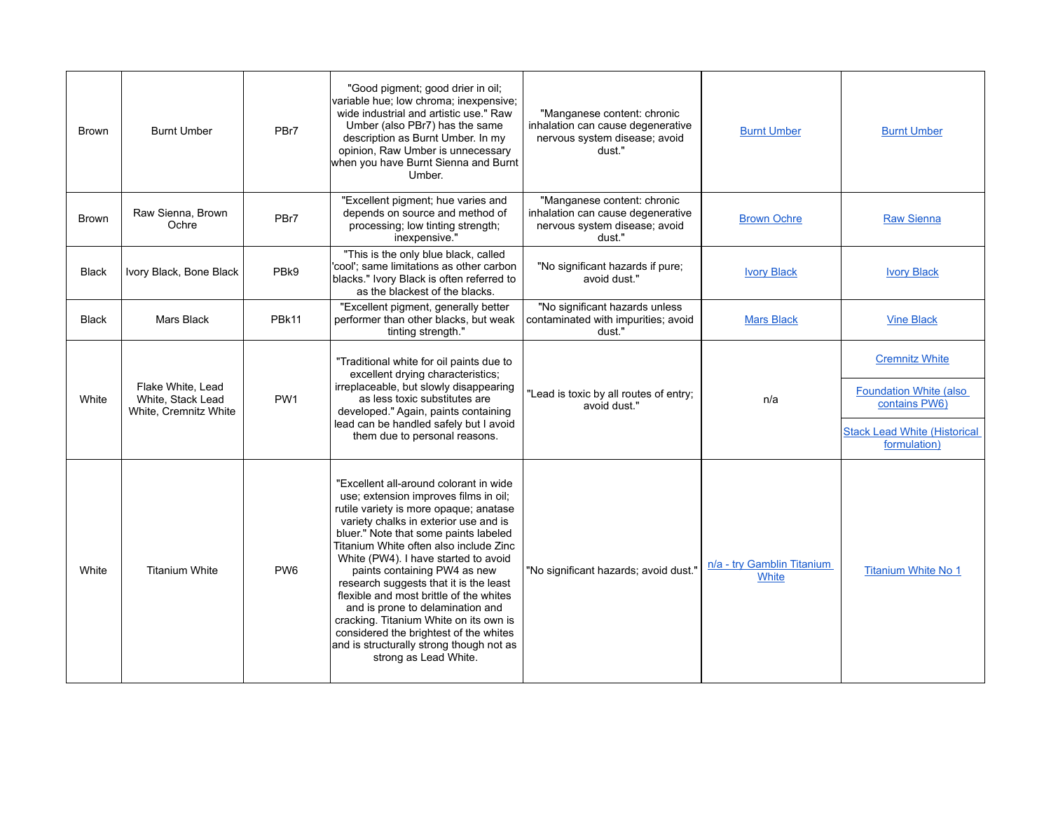| | | | | | | |
|---|---|---|---|---|---|---|
| Brown | Burnt Umber | PBr7 | "Good pigment; good drier in oil; variable hue; low chroma; inexpensive; wide industrial and artistic use." Raw Umber (also PBr7) has the same description as Burnt Umber. In my opinion, Raw Umber is unnecessary when you have Burnt Sienna and Burnt Umber. | "Manganese content: chronic inhalation can cause degenerative nervous system disease; avoid dust." | Burnt Umber | Burnt Umber |
| Brown | Raw Sienna, Brown Ochre | PBr7 | "Excellent pigment; hue varies and depends on source and method of processing; low tinting strength; inexpensive." | "Manganese content: chronic inhalation can cause degenerative nervous system disease; avoid dust." | Brown Ochre | Raw Sienna |
| Black | Ivory Black, Bone Black | PBk9 | "This is the only blue black, called 'cool'; same limitations as other carbon blacks." Ivory Black is often referred to as the blackest of the blacks. | "No significant hazards if pure; avoid dust." | Ivory Black | Ivory Black |
| Black | Mars Black | PBk11 | "Excellent pigment, generally better performer than other blacks, but weak tinting strength." | "No significant hazards unless contaminated with impurities; avoid dust." | Mars Black | Vine Black |
| White | Flake White, Lead White, Stack Lead White, Cremnitz White | PW1 | "Traditional white for oil paints due to excellent drying characteristics; irreplaceable, but slowly disappearing as less toxic substitutes are developed." Again, paints containing lead can be handled safely but I avoid them due to personal reasons. | "Lead is toxic by all routes of entry; avoid dust." | n/a | Cremnitz White<br>Foundation White (also contains PW6)<br>Stack Lead White (Historical formulation) |
| White | Titanium White | PW6 | "Excellent all-around colorant in wide use; extension improves films in oil; rutile variety is more opaque; anatase variety chalks in exterior use and is bluer." Note that some paints labeled Titanium White often also include Zinc White (PW4). I have started to avoid paints containing PW4 as new research suggests that it is the least flexible and most brittle of the whites and is prone to delamination and cracking. Titanium White on its own is considered the brightest of the whites and is structurally strong though not as strong as Lead White. | "No significant hazards; avoid dust." | n/a - try Gamblin Titanium White | Titanium White No 1 |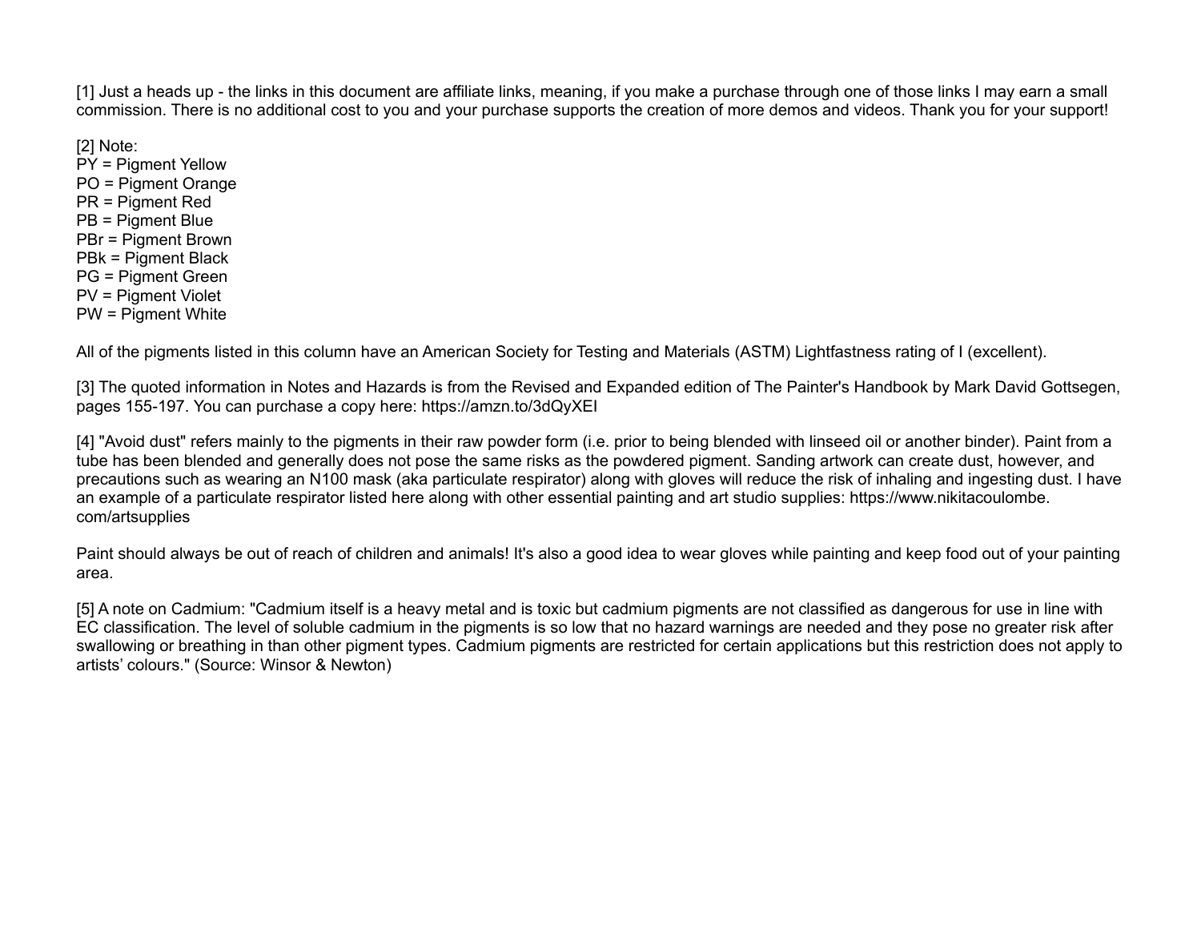[1] Just a heads up - the links in this document are affiliate links, meaning, if you make a purchase through one of those links I may earn a small commission. There is no additional cost to you and your purchase supports the creation of more demos and videos. Thank you for your support!

[2] Note:
PY = Pigment Yellow
PO = Pigment Orange
PR = Pigment Red
PB = Pigment Blue
PBr = Pigment Brown
PBk = Pigment Black
PG = Pigment Green
PV = Pigment Violet
PW = Pigment White

All of the pigments listed in this column have an American Society for Testing and Materials (ASTM) Lightfastness rating of I (excellent).

[3] The quoted information in Notes and Hazards is from the Revised and Expanded edition of The Painter's Handbook by Mark David Gottsegen, pages 155-197. You can purchase a copy here: https://amzn.to/3dQyXEI

[4] "Avoid dust" refers mainly to the pigments in their raw powder form (i.e. prior to being blended with linseed oil or another binder). Paint from a tube has been blended and generally does not pose the same risks as the powdered pigment. Sanding artwork can create dust, however, and precautions such as wearing an N100 mask (aka particulate respirator) along with gloves will reduce the risk of inhaling and ingesting dust. I have an example of a particulate respirator listed here along with other essential painting and art studio supplies: https://www.nikitacoulombe.com/artsupplies

Paint should always be out of reach of children and animals! It's also a good idea to wear gloves while painting and keep food out of your painting area.

[5] A note on Cadmium: "Cadmium itself is a heavy metal and is toxic but cadmium pigments are not classified as dangerous for use in line with EC classification. The level of soluble cadmium in the pigments is so low that no hazard warnings are needed and they pose no greater risk after swallowing or breathing in than other pigment types. Cadmium pigments are restricted for certain applications but this restriction does not apply to artists' colours." (Source: Winsor & Newton)